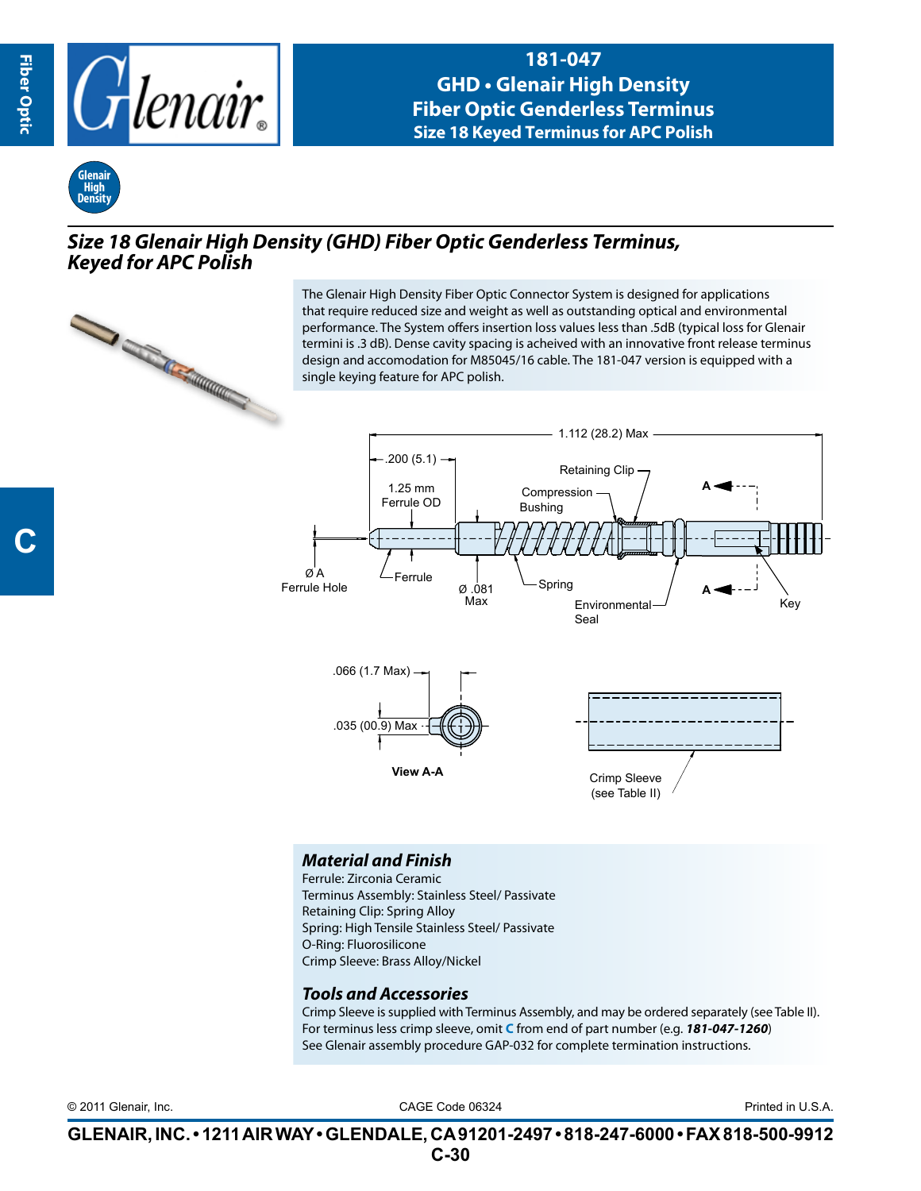# 181-047
## GHD • Glenair High Density Fiber Optic Genderless Terminus
## Size 18 Keyed Terminus for APC Polish

## *Size 18 Glenair High Density (GHD) Fiber Optic Genderless Terminus, Keyed for APC Polish*

The Glenair High Density Fiber Optic Connector System is designed for applications that require reduced size and weight as well as outstanding optical and environmental performance. The System offers insertion loss values less than .5dB (typical loss for Glenair termini is .3 dB). Dense cavity spacing is acheived with an innovative front release terminus design and accomodation for M85045/16 cable. The 181-047 version is equipped with a single keying feature for APC polish.

1.112 (28.2) Max

.200 (5.1)

1.25 mm Ferrule OD

Retaining Clip

Compression Bushing

Ø A Ferrule Hole

Ferrule

Ø .081 Max

Spring

Environmental Seal

Key

.066 (1.7 Max)

.035 (00.9) Max

View A-A

Crimp Sleeve (see Table II)

### *Material and Finish*

Ferrule: Zirconia Ceramic
Terminus Assembly: Stainless Steel/ Passivate
Retaining Clip: Spring Alloy
Spring: High Tensile Stainless Steel/ Passivate
O-Ring: Fluorosilicone
Crimp Sleeve: Brass Alloy/Nickel

### *Tools and Accessories*

Crimp Sleeve is supplied with Terminus Assembly, and may be ordered separately (see Table II).
For terminus less crimp sleeve, omit **C** from end of part number (e.g. ***181-047-1260***)
See Glenair assembly procedure GAP-032 for complete termination instructions.

© 2011 Glenair, Inc. CAGE Code 06324 Printed in U.S.A.

**GLENAIR, INC. • 1211 AIR WAY • GLENDALE, CA 91201-2497 • 818-247-6000 • FAX 818-500-9912**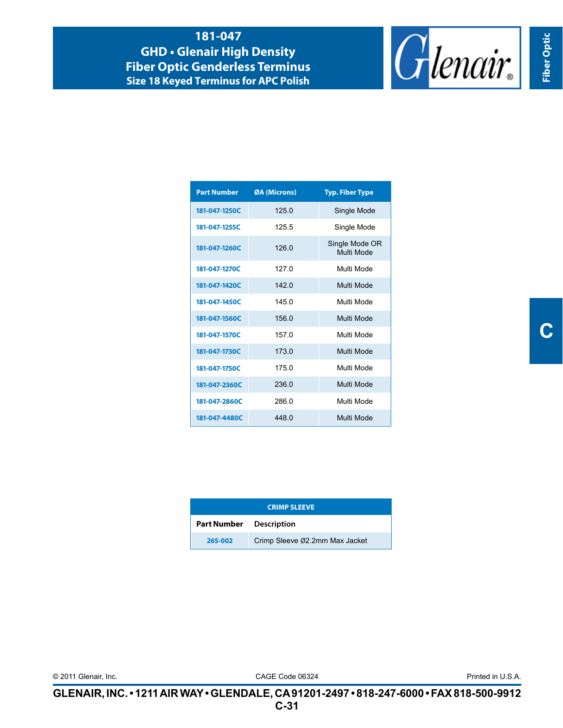# 181-047
## GHD • Glenair High Density
## Fiber Optic Genderless Terminus
### Size 18 Keyed Terminus for APC Polish

| Part Number | ØA (Microns) | Typ. Fiber Type |
|---|---|---|
| 181-047-1250C | 125.0 | Single Mode |
| 181-047-1255C | 125.5 | Single Mode |
| 181-047-1260C | 126.0 | Single Mode OR Multi Mode |
| 181-047-1270C | 127.0 | Multi Mode |
| 181-047-1420C | 142.0 | Multi Mode |
| 181-047-1450C | 145.0 | Multi Mode |
| 181-047-1560C | 156.0 | Multi Mode |
| 181-047-1570C | 157.0 | Multi Mode |
| 181-047-1730C | 173.0 | Multi Mode |
| 181-047-1750C | 175.0 | Multi Mode |
| 181-047-2360C | 236.0 | Multi Mode |
| 181-047-2860C | 286.0 | Multi Mode |
| 181-047-4480C | 448.0 | Multi Mode |

| CRIMP SLEEVE | |
|---|---|
| **Part Number** | **Description** |
| 265-002 | Crimp Sleeve Ø2.2mm Max Jacket |